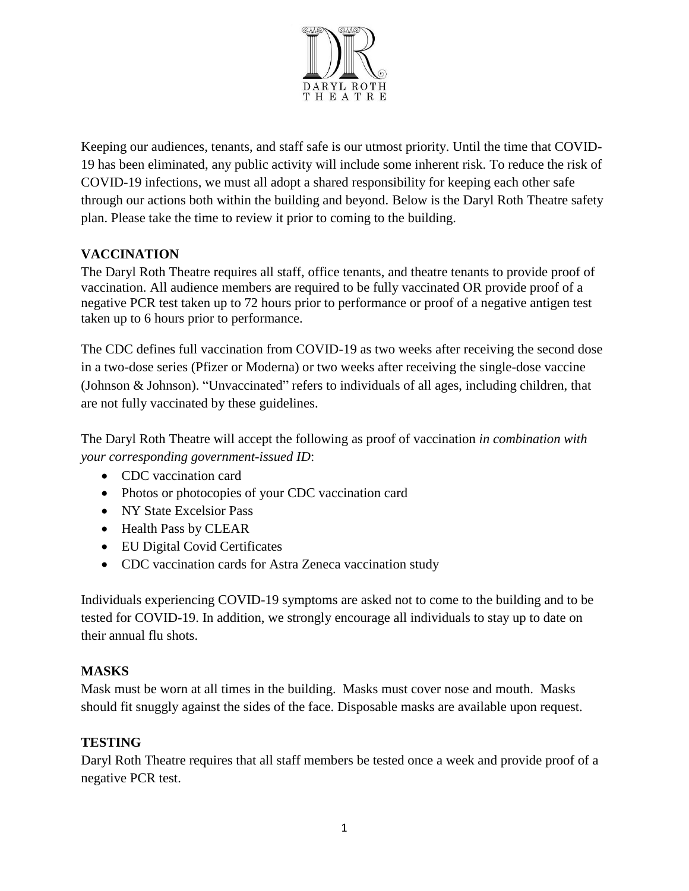Keeping our audiences, tenants, and staff safe is our utmost priority. Until the time that COVID-19 has been eliminated, any public activity will include some inherent risk. To reduce the risk of COVID-19 infections, we must all adopt a shared responsibility for keeping each other safe through our actions both within the building and beyond. Below is the Daryl Roth Theatre safety plan. Please take the time to review it prior to coming to the building.

**VACCINATION**

The Daryl Roth Theatre requires all staff, office tenants, and theatre tenants to provide proof of vaccination. All audience members are required to be fully vaccinated OR provide proof of a negative PCR test taken up to 72 hours prior to performance or proof of a negative antigen test taken up to 6 hours prior to performance.

The CDC defines full vaccination from COVID-19 as two weeks after receiving the second dose in a two-dose series (Pfizer or Moderna) or two weeks after receiving the single-dose vaccine (Johnson & Johnson). "Unvaccinated" refers to individuals of all ages, including children, that are not fully vaccinated by these guidelines.

The Daryl Roth Theatre will accept the following as proof of vaccination *in combination with your corresponding government-issued ID*:

- CDC vaccination card
- Photos or photocopies of your CDC vaccination card
- NY State Excelsior Pass
- Health Pass by CLEAR
- EU Digital Covid Certificates
- CDC vaccination cards for Astra Zeneca vaccination study

Individuals experiencing COVID-19 symptoms are asked not to come to the building and to be tested for COVID-19. In addition, we strongly encourage all individuals to stay up to date on their annual flu shots.

**MASKS**

Mask must be worn at all times in the building. Masks must cover nose and mouth. Masks should fit snuggly against the sides of the face. Disposable masks are available upon request.

**TESTING**

Daryl Roth Theatre requires that all staff members be tested once a week and provide proof of a negative PCR test.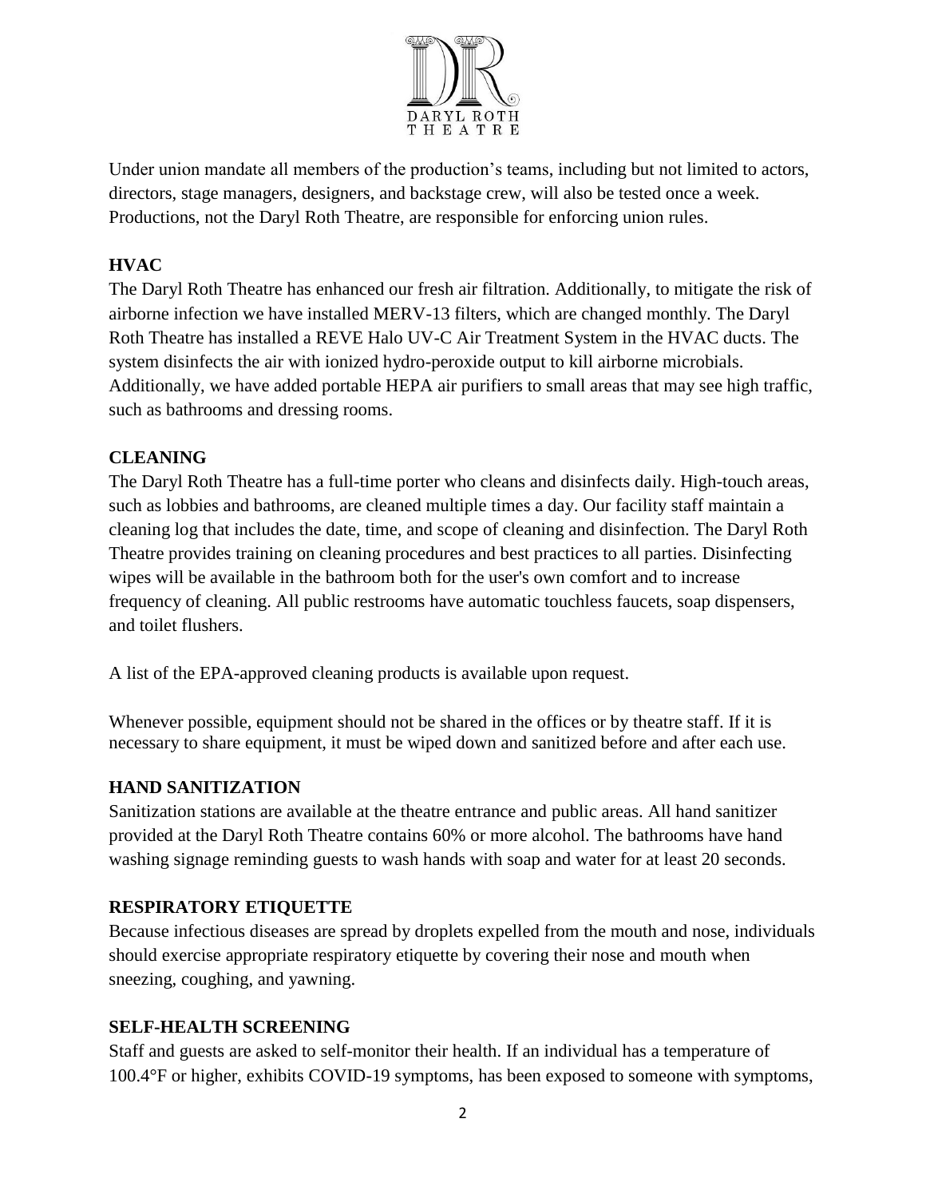Under union mandate all members of the production's teams, including but not limited to actors, directors, stage managers, designers, and backstage crew, will also be tested once a week. Productions, not the Daryl Roth Theatre, are responsible for enforcing union rules.

## HVAC

The Daryl Roth Theatre has enhanced our fresh air filtration. Additionally, to mitigate the risk of airborne infection we have installed MERV-13 filters, which are changed monthly. The Daryl Roth Theatre has installed a REVE Halo UV-C Air Treatment System in the HVAC ducts. The system disinfects the air with ionized hydro-peroxide output to kill airborne microbials. Additionally, we have added portable HEPA air purifiers to small areas that may see high traffic, such as bathrooms and dressing rooms.

## CLEANING

The Daryl Roth Theatre has a full-time porter who cleans and disinfects daily. High-touch areas, such as lobbies and bathrooms, are cleaned multiple times a day. Our facility staff maintain a cleaning log that includes the date, time, and scope of cleaning and disinfection. The Daryl Roth Theatre provides training on cleaning procedures and best practices to all parties. Disinfecting wipes will be available in the bathroom both for the user's own comfort and to increase frequency of cleaning. All public restrooms have automatic touchless faucets, soap dispensers, and toilet flushers.

A list of the EPA-approved cleaning products is available upon request.

Whenever possible, equipment should not be shared in the offices or by theatre staff. If it is necessary to share equipment, it must be wiped down and sanitized before and after each use.

## HAND SANITIZATION

Sanitization stations are available at the theatre entrance and public areas. All hand sanitizer provided at the Daryl Roth Theatre contains 60% or more alcohol. The bathrooms have hand washing signage reminding guests to wash hands with soap and water for at least 20 seconds.

## RESPIRATORY ETIQUETTE

Because infectious diseases are spread by droplets expelled from the mouth and nose, individuals should exercise appropriate respiratory etiquette by covering their nose and mouth when sneezing, coughing, and yawning.

## SELF-HEALTH SCREENING

Staff and guests are asked to self-monitor their health. If an individual has a temperature of 100.4°F or higher, exhibits COVID-19 symptoms, has been exposed to someone with symptoms,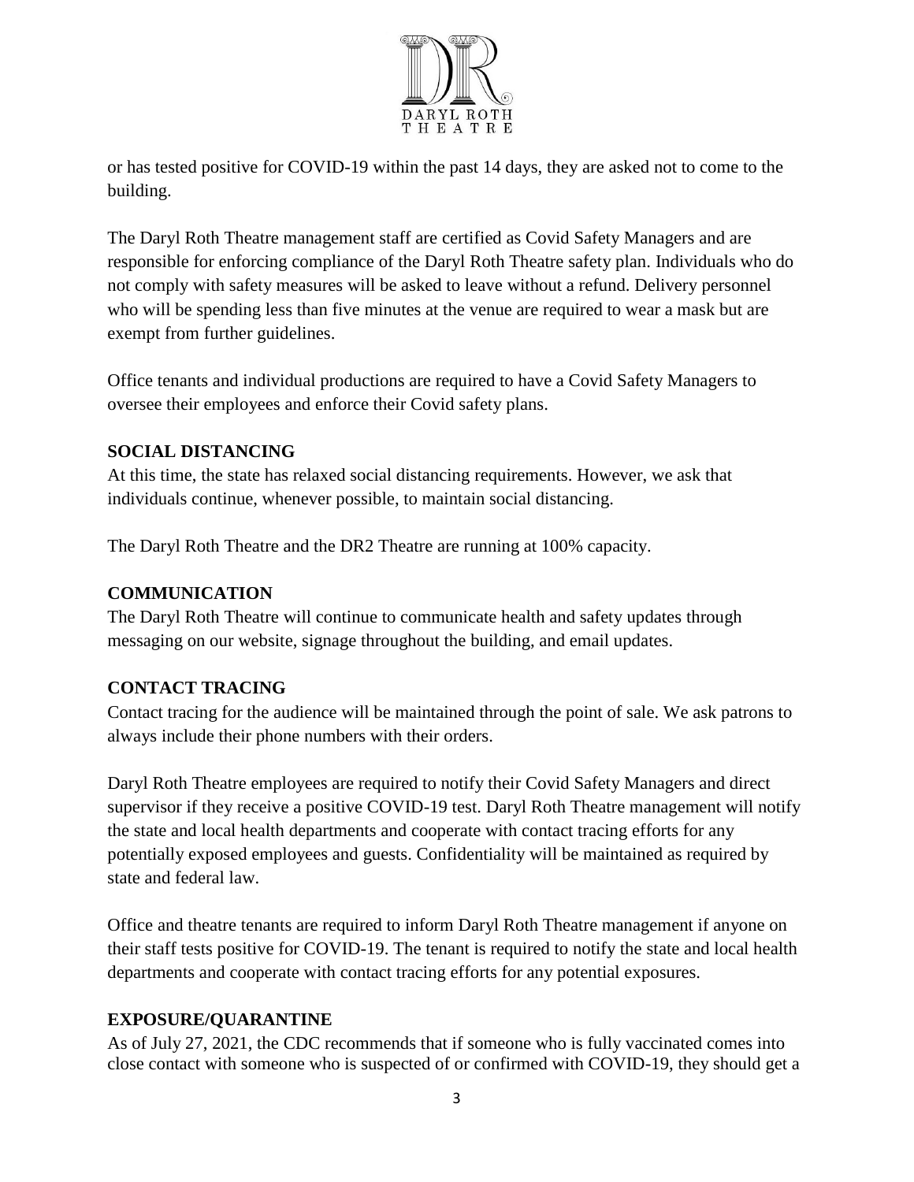or has tested positive for COVID-19 within the past 14 days, they are asked not to come to the building.

The Daryl Roth Theatre management staff are certified as Covid Safety Managers and are responsible for enforcing compliance of the Daryl Roth Theatre safety plan. Individuals who do not comply with safety measures will be asked to leave without a refund. Delivery personnel who will be spending less than five minutes at the venue are required to wear a mask but are exempt from further guidelines.

Office tenants and individual productions are required to have a Covid Safety Managers to oversee their employees and enforce their Covid safety plans.

## SOCIAL DISTANCING

At this time, the state has relaxed social distancing requirements. However, we ask that individuals continue, whenever possible, to maintain social distancing.

The Daryl Roth Theatre and the DR2 Theatre are running at 100% capacity.

## COMMUNICATION

The Daryl Roth Theatre will continue to communicate health and safety updates through messaging on our website, signage throughout the building, and email updates.

## CONTACT TRACING

Contact tracing for the audience will be maintained through the point of sale. We ask patrons to always include their phone numbers with their orders.

Daryl Roth Theatre employees are required to notify their Covid Safety Managers and direct supervisor if they receive a positive COVID-19 test. Daryl Roth Theatre management will notify the state and local health departments and cooperate with contact tracing efforts for any potentially exposed employees and guests. Confidentiality will be maintained as required by state and federal law.

Office and theatre tenants are required to inform Daryl Roth Theatre management if anyone on their staff tests positive for COVID-19. The tenant is required to notify the state and local health departments and cooperate with contact tracing efforts for any potential exposures.

## EXPOSURE/QUARANTINE

As of July 27, 2021, the CDC recommends that if someone who is fully vaccinated comes into close contact with someone who is suspected of or confirmed with COVID-19, they should get a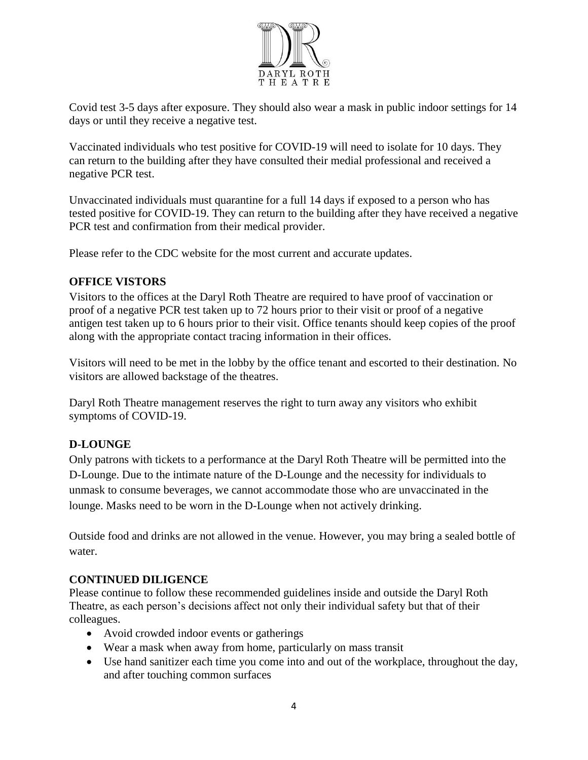Covid test 3-5 days after exposure. They should also wear a mask in public indoor settings for 14 days or until they receive a negative test.

Vaccinated individuals who test positive for COVID-19 will need to isolate for 10 days. They can return to the building after they have consulted their medial professional and received a negative PCR test.

Unvaccinated individuals must quarantine for a full 14 days if exposed to a person who has tested positive for COVID-19. They can return to the building after they have received a negative PCR test and confirmation from their medical provider.

Please refer to the CDC website for the most current and accurate updates.

## OFFICE VISTORS

Visitors to the offices at the Daryl Roth Theatre are required to have proof of vaccination or proof of a negative PCR test taken up to 72 hours prior to their visit or proof of a negative antigen test taken up to 6 hours prior to their visit. Office tenants should keep copies of the proof along with the appropriate contact tracing information in their offices.

Visitors will need to be met in the lobby by the office tenant and escorted to their destination. No visitors are allowed backstage of the theatres.

Daryl Roth Theatre management reserves the right to turn away any visitors who exhibit symptoms of COVID-19.

## D-LOUNGE

Only patrons with tickets to a performance at the Daryl Roth Theatre will be permitted into the D-Lounge. Due to the intimate nature of the D-Lounge and the necessity for individuals to unmask to consume beverages, we cannot accommodate those who are unvaccinated in the lounge. Masks need to be worn in the D-Lounge when not actively drinking.

Outside food and drinks are not allowed in the venue. However, you may bring a sealed bottle of water.

## CONTINUED DILIGENCE

Please continue to follow these recommended guidelines inside and outside the Daryl Roth Theatre, as each person's decisions affect not only their individual safety but that of their colleagues.

- Avoid crowded indoor events or gatherings
- Wear a mask when away from home, particularly on mass transit
- Use hand sanitizer each time you come into and out of the workplace, throughout the day, and after touching common surfaces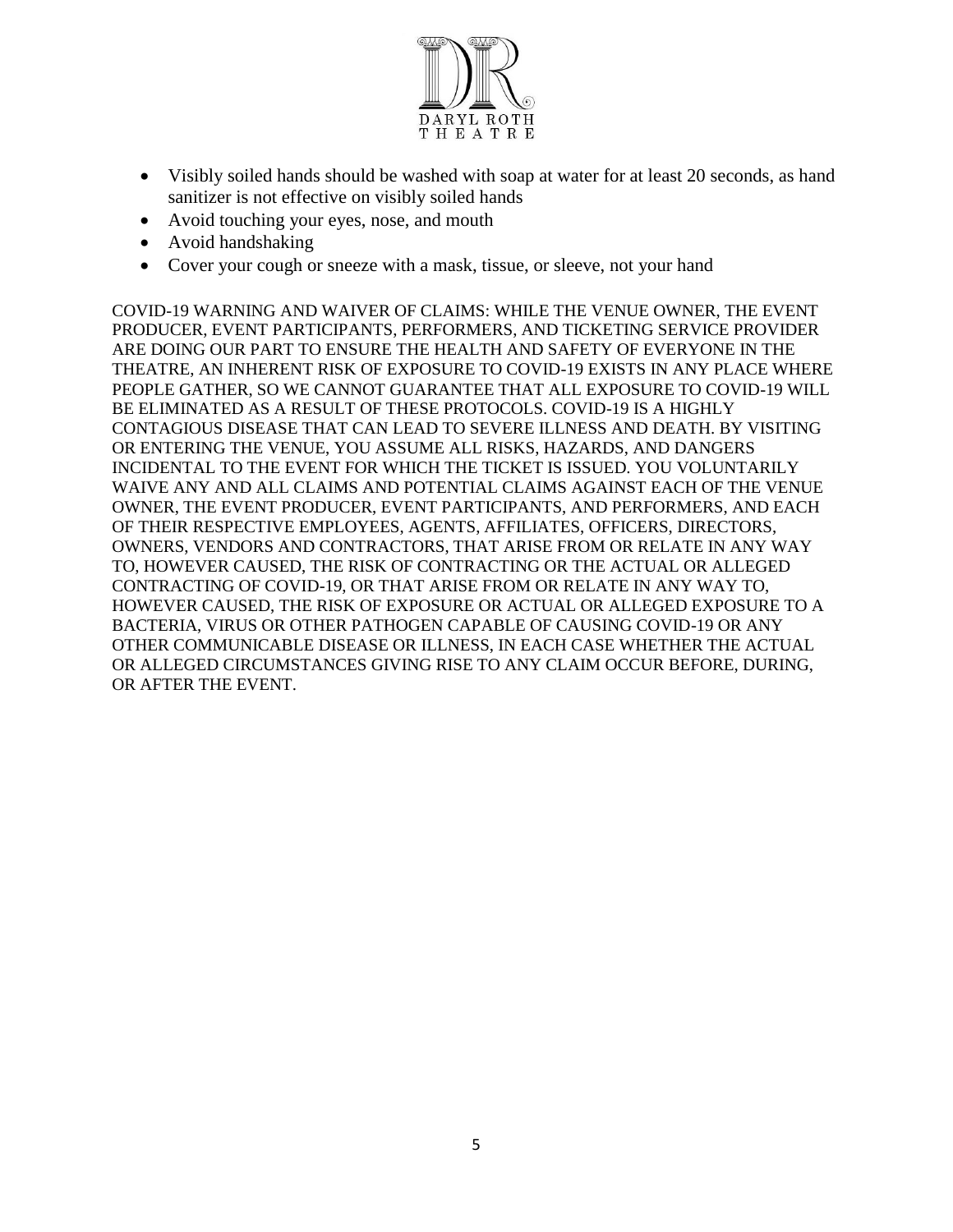- Visibly soiled hands should be washed with soap at water for at least 20 seconds, as hand sanitizer is not effective on visibly soiled hands
- Avoid touching your eyes, nose, and mouth
- Avoid handshaking
- Cover your cough or sneeze with a mask, tissue, or sleeve, not your hand

COVID-19 WARNING AND WAIVER OF CLAIMS: WHILE THE VENUE OWNER, THE EVENT PRODUCER, EVENT PARTICIPANTS, PERFORMERS, AND TICKETING SERVICE PROVIDER ARE DOING OUR PART TO ENSURE THE HEALTH AND SAFETY OF EVERYONE IN THE THEATRE, AN INHERENT RISK OF EXPOSURE TO COVID-19 EXISTS IN ANY PLACE WHERE PEOPLE GATHER, SO WE CANNOT GUARANTEE THAT ALL EXPOSURE TO COVID-19 WILL BE ELIMINATED AS A RESULT OF THESE PROTOCOLS. COVID-19 IS A HIGHLY CONTAGIOUS DISEASE THAT CAN LEAD TO SEVERE ILLNESS AND DEATH. BY VISITING OR ENTERING THE VENUE, YOU ASSUME ALL RISKS, HAZARDS, AND DANGERS INCIDENTAL TO THE EVENT FOR WHICH THE TICKET IS ISSUED. YOU VOLUNTARILY WAIVE ANY AND ALL CLAIMS AND POTENTIAL CLAIMS AGAINST EACH OF THE VENUE OWNER, THE EVENT PRODUCER, EVENT PARTICIPANTS, AND PERFORMERS, AND EACH OF THEIR RESPECTIVE EMPLOYEES, AGENTS, AFFILIATES, OFFICERS, DIRECTORS, OWNERS, VENDORS AND CONTRACTORS, THAT ARISE FROM OR RELATE IN ANY WAY TO, HOWEVER CAUSED, THE RISK OF CONTRACTING OR THE ACTUAL OR ALLEGED CONTRACTING OF COVID-19, OR THAT ARISE FROM OR RELATE IN ANY WAY TO, HOWEVER CAUSED, THE RISK OF EXPOSURE OR ACTUAL OR ALLEGED EXPOSURE TO A BACTERIA, VIRUS OR OTHER PATHOGEN CAPABLE OF CAUSING COVID-19 OR ANY OTHER COMMUNICABLE DISEASE OR ILLNESS, IN EACH CASE WHETHER THE ACTUAL OR ALLEGED CIRCUMSTANCES GIVING RISE TO ANY CLAIM OCCUR BEFORE, DURING, OR AFTER THE EVENT.